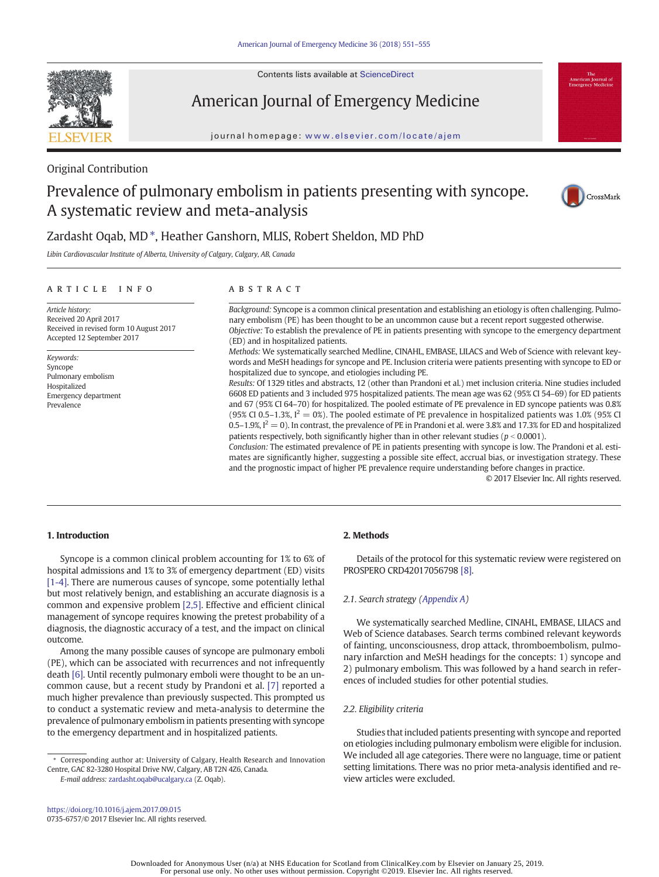Original Contribution

# Prevalence of pulmonary embolism in patients presenting with syncope. A systematic review and meta-analysis

Zardasht Oqab, MD *, Heather Ganshorn, MLIS, Robert Sheldon, MD PhD

*Libin Cardiovascular Institute of Alberta, University of Calgary, Calgary, AB, Canada*

## ARTICLE INFO

*Article history:*
Received 20 April 2017
Received in revised form 10 August 2017
Accepted 12 September 2017

*Keywords:*
Syncope
Pulmonary embolism
Hospitalized
Emergency department
Prevalence

## ABSTRACT

*Background:* Syncope is a common clinical presentation and establishing an etiology is often challenging. Pulmonary embolism (PE) has been thought to be an uncommon cause but a recent report suggested otherwise.

*Objective:* To establish the prevalence of PE in patients presenting with syncope to the emergency department (ED) and in hospitalized patients.

*Methods:* We systematically searched Medline, CINAHL, EMBASE, LILACS and Web of Science with relevant keywords and MeSH headings for syncope and PE. Inclusion criteria were patients presenting with syncope to ED or hospitalized due to syncope, and etiologies including PE.

*Results:* Of 1329 titles and abstracts, 12 (other than Prandoni et al.) met inclusion criteria. Nine studies included 6608 ED patients and 3 included 975 hospitalized patients. The mean age was 62 (95% CI 54–69) for ED patients and 67 (95% CI 64–70) for hospitalized. The pooled estimate of PE prevalence in ED syncope patients was 0.8% (95% CI 0.5–1.3%, $I^2 = 0\%$). The pooled estimate of PE prevalence in hospitalized patients was 1.0% (95% CI 0.5–1.9%, $I^2 = 0$). In contrast, the prevalence of PE in Prandoni et al. were 3.8% and 17.3% for ED and hospitalized patients respectively, both significantly higher than in other relevant studies ($p < 0.0001$).

*Conclusion:* The estimated prevalence of PE in patients presenting with syncope is low. The Prandoni et al. estimates are significantly higher, suggesting a possible site effect, accrual bias, or investigation strategy. These and the prognostic impact of higher PE prevalence require understanding before changes in practice.

© 2017 Elsevier Inc. All rights reserved.

## 1. Introduction

Syncope is a common clinical problem accounting for 1% to 6% of hospital admissions and 1% to 3% of emergency department (ED) visits [1-4]. There are numerous causes of syncope, some potentially lethal but most relatively benign, and establishing an accurate diagnosis is a common and expensive problem [2,5]. Effective and efficient clinical management of syncope requires knowing the pretest probability of a diagnosis, the diagnostic accuracy of a test, and the impact on clinical outcome.

Among the many possible causes of syncope are pulmonary emboli (PE), which can be associated with recurrences and not infrequently death [6]. Until recently pulmonary emboli were thought to be an uncommon cause, but a recent study by Prandoni et al. [7] reported a much higher prevalence than previously suspected. This prompted us to conduct a systematic review and meta-analysis to determine the prevalence of pulmonary embolism in patients presenting with syncope to the emergency department and in hospitalized patients.

## 2. Methods

Details of the protocol for this systematic review were registered on PROSPERO CRD42017056798 [8].

### 2.1. Search strategy (Appendix A)

We systematically searched Medline, CINAHL, EMBASE, LILACS and Web of Science databases. Search terms combined relevant keywords of fainting, unconsciousness, drop attack, thromboembolism, pulmonary infarction and MeSH headings for the concepts: 1) syncope and 2) pulmonary embolism. This was followed by a hand search in references of included studies for other potential studies.

### 2.2. Eligibility criteria

Studies that included patients presenting with syncope and reported on etiologies including pulmonary embolism were eligible for inclusion. We included all age categories. There were no language, time or patient setting limitations. There was no prior meta-analysis identified and review articles were excluded.

---

* Corresponding author at: University of Calgary, Health Research and Innovation Centre, GAC 82-3280 Hospital Drive NW, Calgary, AB T2N 4Z6, Canada.
*E-mail address:* zardasht.oqab@ucalgary.ca (Z. Oqab).

https://doi.org/10.1016/j.ajem.2017.09.015
0735-6757/© 2017 Elsevier Inc. All rights reserved.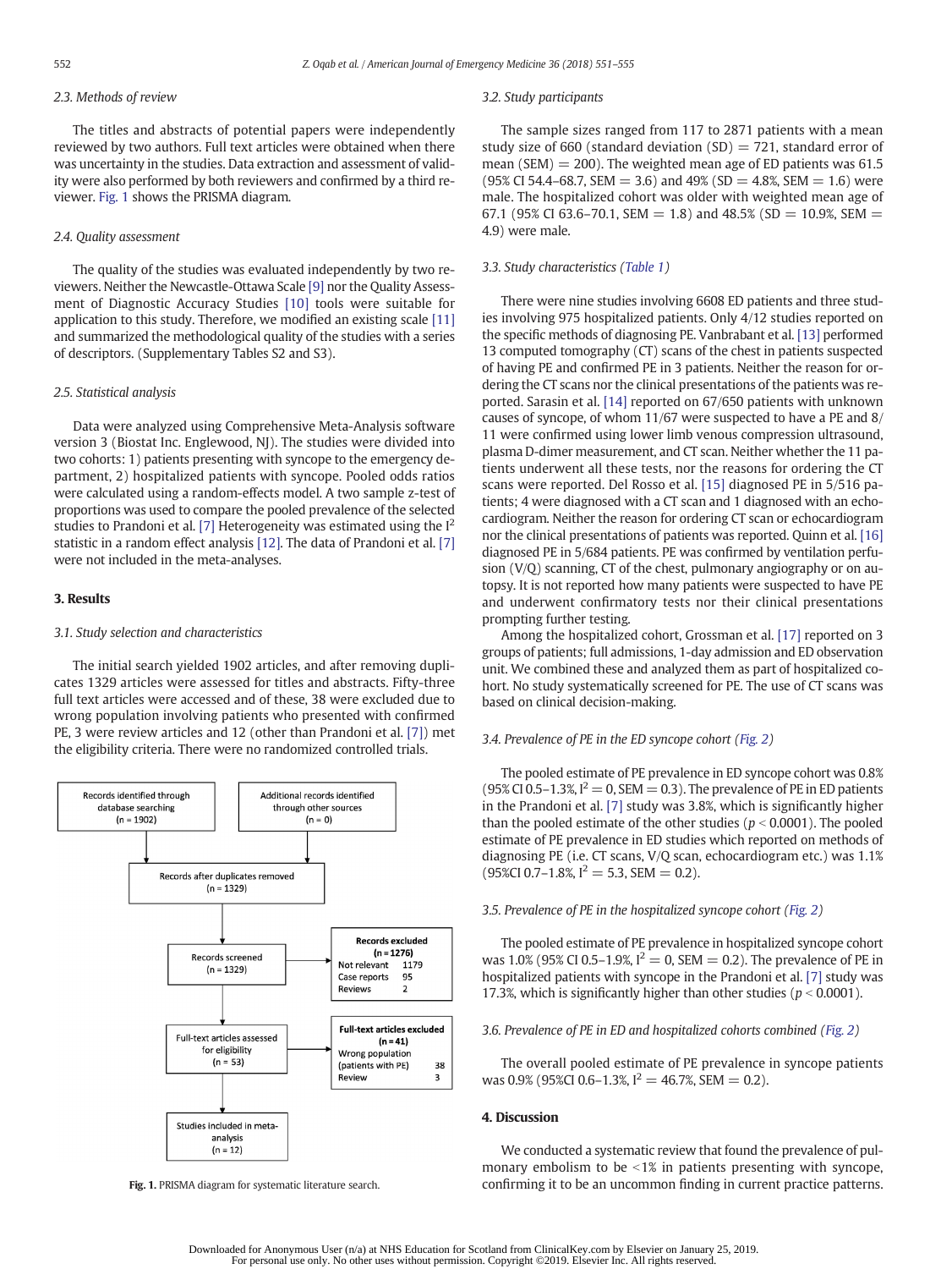### 2.3. Methods of review

The titles and abstracts of potential papers were independently reviewed by two authors. Full text articles were obtained when there was uncertainty in the studies. Data extraction and assessment of validity were also performed by both reviewers and confirmed by a third reviewer. Fig. 1 shows the PRISMA diagram.

### 2.4. Quality assessment

The quality of the studies was evaluated independently by two reviewers. Neither the Newcastle-Ottawa Scale [9] nor the Quality Assessment of Diagnostic Accuracy Studies [10] tools were suitable for application to this study. Therefore, we modified an existing scale [11] and summarized the methodological quality of the studies with a series of descriptors. (Supplementary Tables S2 and S3).

### 2.5. Statistical analysis

Data were analyzed using Comprehensive Meta-Analysis software version 3 (Biostat Inc. Englewood, NJ). The studies were divided into two cohorts: 1) patients presenting with syncope to the emergency department, 2) hospitalized patients with syncope. Pooled odds ratios were calculated using a random-effects model. A two sample z-test of proportions was used to compare the pooled prevalence of the selected studies to Prandoni et al. [7] Heterogeneity was estimated using the $I^2$ statistic in a random effect analysis [12]. The data of Prandoni et al. [7] were not included in the meta-analyses.

## 3. Results

### 3.1. Study selection and characteristics

The initial search yielded 1902 articles, and after removing duplicates 1329 articles were assessed for titles and abstracts. Fifty-three full text articles were accessed and of these, 38 were excluded due to wrong population involving patients who presented with confirmed PE, 3 were review articles and 12 (other than Prandoni et al. [7]) met the eligibility criteria. There were no randomized controlled trials.

- Records identified through database searching (n = 1902)
- Additional records identified through other sources (n = 0)
- Records after duplicates removed (n = 1329)
- Records screened (n = 1329)
- **Records excluded (n = 1276)**: Not relevant 1179; Case reports 95; Reviews 2
- Full-text articles assessed for eligibility (n = 53)
- **Full-text articles excluded (n = 41)**: Wrong population (patients with PE) 38; Review 3
- Studies included in meta-analysis (n = 12)

**Fig. 1.** PRISMA diagram for systematic literature search.

### 3.2. Study participants

The sample sizes ranged from 117 to 2871 patients with a mean study size of 660 (standard deviation (SD) = 721, standard error of mean (SEM) = 200). The weighted mean age of ED patients was 61.5 (95% CI 54.4–68.7, SEM = 3.6) and 49% (SD = 4.8%, SEM = 1.6) were male. The hospitalized cohort was older with weighted mean age of 67.1 (95% CI 63.6–70.1, SEM = 1.8) and 48.5% (SD = 10.9%, SEM = 4.9) were male.

### 3.3. Study characteristics (Table 1)

There were nine studies involving 6608 ED patients and three studies involving 975 hospitalized patients. Only 4/12 studies reported on the specific methods of diagnosing PE. Vanbrabant et al. [13] performed 13 computed tomography (CT) scans of the chest in patients suspected of having PE and confirmed PE in 3 patients. Neither the reason for ordering the CT scans nor the clinical presentations of the patients was reported. Sarasin et al. [14] reported on 67/650 patients with unknown causes of syncope, of whom 11/67 were suspected to have a PE and 8/11 were confirmed using lower limb venous compression ultrasound, plasma D-dimer measurement, and CT scan. Neither whether the 11 patients underwent all these tests, nor the reasons for ordering the CT scans were reported. Del Rosso et al. [15] diagnosed PE in 5/516 patients; 4 were diagnosed with a CT scan and 1 diagnosed with an echocardiogram. Neither the reason for ordering CT scan or echocardiogram nor the clinical presentations of patients was reported. Quinn et al. [16] diagnosed PE in 5/684 patients. PE was confirmed by ventilation perfusion (V/Q) scanning, CT of the chest, pulmonary angiography or on autopsy. It is not reported how many patients were suspected to have PE and underwent confirmatory tests nor their clinical presentations prompting further testing.

Among the hospitalized cohort, Grossman et al. [17] reported on 3 groups of patients; full admissions, 1-day admission and ED observation unit. We combined these and analyzed them as part of hospitalized cohort. No study systematically screened for PE. The use of CT scans was based on clinical decision-making.

### 3.4. Prevalence of PE in the ED syncope cohort (Fig. 2)

The pooled estimate of PE prevalence in ED syncope cohort was 0.8% (95% CI 0.5–1.3%, $I^2$ = 0, SEM = 0.3). The prevalence of PE in ED patients in the Prandoni et al. [7] study was 3.8%, which is significantly higher than the pooled estimate of the other studies ($p < 0.0001$). The pooled estimate of PE prevalence in ED studies which reported on methods of diagnosing PE (i.e. CT scans, V/Q scan, echocardiogram etc.) was 1.1% (95%CI 0.7–1.8%, $I^2$ = 5.3, SEM = 0.2).

### 3.5. Prevalence of PE in the hospitalized syncope cohort (Fig. 2)

The pooled estimate of PE prevalence in hospitalized syncope cohort was 1.0% (95% CI 0.5–1.9%, $I^2$ = 0, SEM = 0.2). The prevalence of PE in hospitalized patients with syncope in the Prandoni et al. [7] study was 17.3%, which is significantly higher than other studies ($p < 0.0001$).

### 3.6. Prevalence of PE in ED and hospitalized cohorts combined (Fig. 2)

The overall pooled estimate of PE prevalence in syncope patients was 0.9% (95%CI 0.6–1.3%, $I^2$ = 46.7%, SEM = 0.2).

## 4. Discussion

We conducted a systematic review that found the prevalence of pulmonary embolism to be <1% in patients presenting with syncope, confirming it to be an uncommon finding in current practice patterns.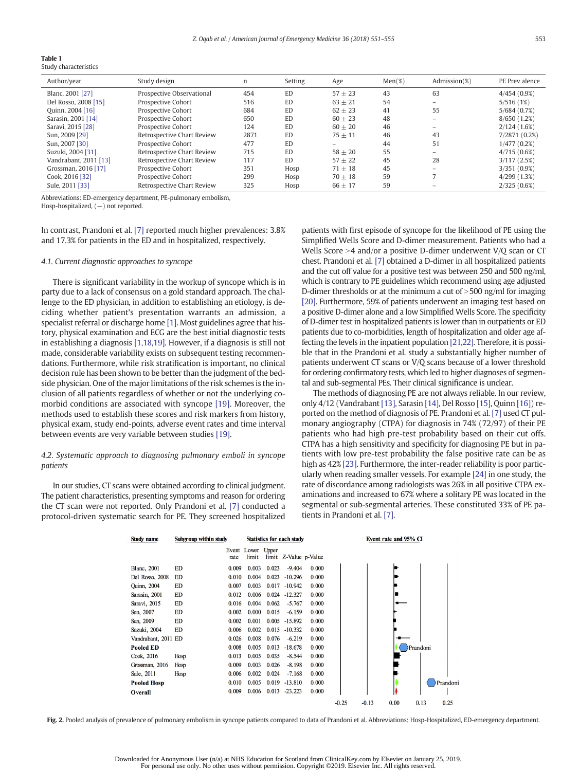**Table 1**
Study characteristics

| Author/year | Study design | n | Setting | Age | Men(%) | Admission(%) | PE Prev alence |
|---|---|---|---|---|---|---|---|
| Blanc, 2001 [27] | Prospective Observational | 454 | ED | 57 ± 23 | 43 | 63 | 4/454 (0.9%) |
| Del Rosso, 2008 [15] | Prospective Cohort | 516 | ED | 63 ± 21 | 54 | – | 5/516 (1%) |
| Quinn, 2004 [16] | Prospective Cohort | 684 | ED | 62 ± 23 | 41 | 55 | 5/684 (0.7%) |
| Sarasin, 2001 [14] | Prospective Cohort | 650 | ED | 60 ± 23 | 48 | – | 8/650 (1.2%) |
| Saravi, 2015 [28] | Prospective Cohort | 124 | ED | 60 ± 20 | 46 | – | 2/124 (1.6%) |
| Sun, 2009 [29] | Retrospective Chart Review | 2871 | ED | 75 ± 11 | 46 | 43 | 7/2871 (0.2%) |
| Sun, 2007 [30] | Prospective Cohort | 477 | ED | – | 44 | 51 | 1/477 (0.2%) |
| Suzuki, 2004 [31] | Retrospective Chart Review | 715 | ED | 58 ± 20 | 55 | – | 4/715 (0.6%) |
| Vandrabant, 2011 [13] | Retrospective Chart Review | 117 | ED | 57 ± 22 | 45 | 28 | 3/117 (2.5%) |
| Grossman, 2016 [17] | Prospective Cohort | 351 | Hosp | 71 ± 18 | 45 | – | 3/351 (0.9%) |
| Cook, 2016 [32] | Prospective Cohort | 299 | Hosp | 70 ± 18 | 59 | 7 | 4/299 (1.3%) |
| Sule, 2011 [33] | Retrospective Chart Review | 325 | Hosp | 66 ± 17 | 59 | – | 2/325 (0.6%) |

Abbreviations: ED-emergency department, PE-pulmonary embolism,
Hosp-hospitalized, (—) not reported.

In contrast, Prandoni et al. [7] reported much higher prevalences: 3.8% and 17.3% for patients in the ED and in hospitalized, respectively.

### 4.1. Current diagnostic approaches to syncope

There is significant variability in the workup of syncope which is in party due to a lack of consensus on a gold standard approach. The challenge to the ED physician, in addition to establishing an etiology, is deciding whether patient's presentation warrants an admission, a specialist referral or discharge home [1]. Most guidelines agree that history, physical examination and ECG are the best initial diagnostic tests in establishing a diagnosis [1,18,19]. However, if a diagnosis is still not made, considerable variability exists on subsequent testing recommendations. Furthermore, while risk stratification is important, no clinical decision rule has been shown to be better than the judgment of the bedside physician. One of the major limitations of the risk schemes is the inclusion of all patients regardless of whether or not the underlying comorbid conditions are associated with syncope [19]. Moreover, the methods used to establish these scores and risk markers from history, physical exam, study end-points, adverse event rates and time interval between events are very variable between studies [19].

### 4.2. Systematic approach to diagnosing pulmonary emboli in syncope patients

In our studies, CT scans were obtained according to clinical judgment. The patient characteristics, presenting symptoms and reason for ordering the CT scan were not reported. Only Prandoni et al. [7] conducted a protocol-driven systematic search for PE. They screened hospitalized patients with first episode of syncope for the likelihood of PE using the Simplified Wells Score and D-dimer measurement. Patients who had a Wells Score >4 and/or a positive D-dimer underwent V/Q scan or CT chest. Prandoni et al. [7] obtained a D-dimer in all hospitalized patients and the cut off value for a positive test was between 250 and 500 ng/ml, which is contrary to PE guidelines which recommend using age adjusted D-dimer thresholds or at the minimum a cut of >500 ng/ml for imaging [20]. Furthermore, 59% of patients underwent an imaging test based on a positive D-dimer alone and a low Simplified Wells Score. The specificity of D-dimer test in hospitalized patients is lower than in outpatients or ED patients due to co-morbidities, length of hospitalization and older age affecting the levels in the inpatient population [21,22]. Therefore, it is possible that in the Prandoni et al. study a substantially higher number of patients underwent CT scans or V/Q scans because of a lower threshold for ordering confirmatory tests, which led to higher diagnoses of segmental and sub-segmental PEs. Their clinical significance is unclear.

The methods of diagnosing PE are not always reliable. In our review, only 4/12 (Vandrabant [13], Sarasin [14], Del Rosso [15], Quinn [16]) reported on the method of diagnosis of PE. Prandoni et al. [7] used CT pulmonary angiography (CTPA) for diagnosis in 74% (72/97) of their PE patients who had high pre-test probability based on their cut offs. CTPA has a high sensitivity and specificity for diagnosing PE but in patients with low pre-test probability the false positive rate can be as high as 42% [23]. Furthermore, the inter-reader reliability is poor particularly when reading smaller vessels. For example [24] in one study, the rate of discordance among radiologists was 26% in all positive CTPA examinations and increased to 67% where a solitary PE was located in the segmental or sub-segmental arteries. These constituted 33% of PE patients in Prandoni et al. [7].

| Study name | Subgroup within study | Event rate | Lower limit | Upper limit | Z-Value | p-Value |
|---|---|---|---|---|---|---|
| Blanc, 2001 | ED | 0.009 | 0.003 | 0.023 | -9.404 | 0.000 |
| Del Rosso, 2008 | ED | 0.010 | 0.004 | 0.023 | -10.296 | 0.000 |
| Quinn, 2004 | ED | 0.007 | 0.003 | 0.017 | -10.942 | 0.000 |
| Sarasin, 2001 | ED | 0.012 | 0.006 | 0.024 | -12.327 | 0.000 |
| Saravi, 2015 | ED | 0.016 | 0.004 | 0.062 | -5.767 | 0.000 |
| Sun, 2007 | ED | 0.002 | 0.000 | 0.015 | -6.159 | 0.000 |
| Sun, 2009 | ED | 0.002 | 0.001 | 0.005 | -15.892 | 0.000 |
| Suzuki, 2004 | ED | 0.006 | 0.002 | 0.015 | -10.332 | 0.000 |
| Vandrabant, 2011 | ED | 0.026 | 0.008 | 0.076 | -6.219 | 0.000 |
| **Pooled ED** | | 0.008 | 0.005 | 0.013 | -18.678 | 0.000 |
| Cook, 2016 | Hosp | 0.013 | 0.005 | 0.035 | -8.544 | 0.000 |
| Grossman, 2016 | Hosp | 0.009 | 0.003 | 0.026 | -8.198 | 0.000 |
| Sule, 2011 | Hosp | 0.006 | 0.002 | 0.024 | -7.168 | 0.000 |
| **Pooled Hosp** | | 0.010 | 0.005 | 0.019 | -13.810 | 0.000 |
| **Overall** | | 0.009 | 0.006 | 0.013 | -23.223 | 0.000 |

**Fig. 2.** Pooled analysis of prevalence of pulmonary embolism in syncope patients compared to data of Prandoni et al. Abbreviations: Hosp-Hospitalized, ED-emergency department.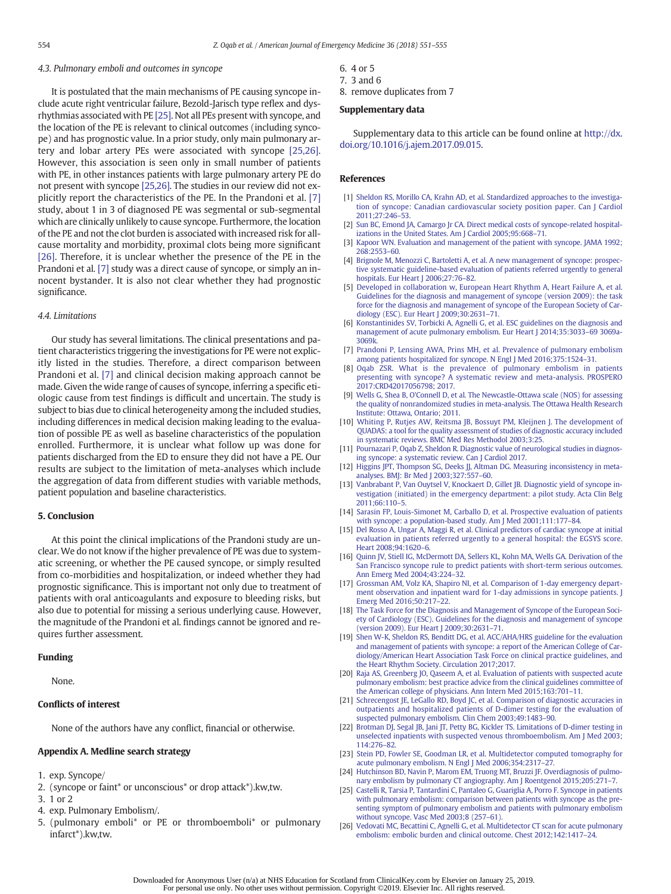### 4.3. Pulmonary emboli and outcomes in syncope

It is postulated that the main mechanisms of PE causing syncope include acute right ventricular failure, Bezold-Jarisch type reflex and dysrhythmias associated with PE [25]. Not all PEs present with syncope, and the location of the PE is relevant to clinical outcomes (including syncope) and has prognostic value. In a prior study, only main pulmonary artery and lobar artery PEs were associated with syncope [25,26]. However, this association is seen only in small number of patients with PE, in other instances patients with large pulmonary artery PE do not present with syncope [25,26]. The studies in our review did not explicitly report the characteristics of the PE. In the Prandoni et al. [7] study, about 1 in 3 of diagnosed PE was segmental or sub-segmental which are clinically unlikely to cause syncope. Furthermore, the location of the PE and not the clot burden is associated with increased risk for all-cause mortality and morbidity, proximal clots being more significant [26]. Therefore, it is unclear whether the presence of the PE in the Prandoni et al. [7] study was a direct cause of syncope, or simply an innocent bystander. It is also not clear whether they had prognostic significance.

### 4.4. Limitations

Our study has several limitations. The clinical presentations and patient characteristics triggering the investigations for PE were not explicitly listed in the studies. Therefore, a direct comparison between Prandoni et al. [7] and clinical decision making approach cannot be made. Given the wide range of causes of syncope, inferring a specific etiologic cause from test findings is difficult and uncertain. The study is subject to bias due to clinical heterogeneity among the included studies, including differences in medical decision making leading to the evaluation of possible PE as well as baseline characteristics of the population enrolled. Furthermore, it is unclear what follow up was done for patients discharged from the ED to ensure they did not have a PE. Our results are subject to the limitation of meta-analyses which include the aggregation of data from different studies with variable methods, patient population and baseline characteristics.

## 5. Conclusion

At this point the clinical implications of the Prandoni study are unclear. We do not know if the higher prevalence of PE was due to systematic screening, or whether the PE caused syncope, or simply resulted from co-morbidities and hospitalization, or indeed whether they had prognostic significance. This is important not only due to treatment of patients with oral anticoagulants and exposure to bleeding risks, but also due to potential for missing a serious underlying cause. However, the magnitude of the Prandoni et al. findings cannot be ignored and requires further assessment.

## Funding

None.

## Conflicts of interest

None of the authors have any conflict, financial or otherwise.

## Appendix A. Medline search strategy

1. exp. Syncope/
2. (syncope or faint* or unconscious* or drop attack*).kw,tw.
3. 1 or 2
4. exp. Pulmonary Embolism/.
5. (pulmonary emboli* or PE or thromboemboli* or pulmonary infarct*).kw,tw.
6. 4 or 5
7. 3 and 6
8. remove duplicates from 7

## Supplementary data

Supplementary data to this article can be found online at http://dx.doi.org/10.1016/j.ajem.2017.09.015.

## References

[1] Sheldon RS, Morillo CA, Krahn AD, et al. Standardized approaches to the investigation of syncope: Canadian cardiovascular society position paper. Can J Cardiol 2011;27:246–53.

[2] Sun BC, Emond JA, Camargo Jr CA. Direct medical costs of syncope-related hospitalizations in the United States. Am J Cardiol 2005;95:668–71.

[3] Kapoor WN. Evaluation and management of the patient with syncope. JAMA 1992;268:2553–60.

[4] Brignole M, Menozzi C, Bartoletti A, et al. A new management of syncope: prospective systematic guideline-based evaluation of patients referred urgently to general hospitals. Eur Heart J 2006;27:76–82.

[5] Developed in collaboration with, European Heart Rhythm A, Heart Failure A, et al. Guidelines for the diagnosis and management of syncope (version 2009): the task force for the diagnosis and management of syncope of the European Society of Cardiology (ESC). Eur Heart J 2009;30:2631–71.

[6] Konstantinides SV, Torbicki A, Agnelli G, et al. ESC guidelines on the diagnosis and management of acute pulmonary embolism. Eur Heart J 2014;35:3033–69 3069a-3069k.

[7] Prandoni P, Lensing AWA, Prins MH, et al. Prevalence of pulmonary embolism among patients hospitalized for syncope. N Engl J Med 2016;375:1524–31.

[8] Oqab ZSR. What is the prevalence of pulmonary embolism in patients presenting with syncope? A systematic review and meta-analysis. PROSPERO 2017:CRD42017056798; 2017.

[9] Wells G, Shea B, O'Connell D, et al. The Newcastle-Ottawa scale (NOS) for assessing the quality of nonrandomized studies in meta-analysis. The Ottawa Health Research Institute: Ottawa, Ontario; 2011.

[10] Whiting P, Rutjes AW, Reitsma JB, Bossuyt PM, Kleijnen J. The development of QUADAS: a tool for the quality assessment of studies of diagnostic accuracy included in systematic reviews. BMC Med Res Methodol 2003;3:25.

[11] Pournazari P, Oqab Z, Sheldon R. Diagnostic value of neurological studies in diagnosing syncope: a systematic review. Can J Cardiol 2017.

[12] Higgins JPT, Thompson SG, Deeks JJ, Altman DG. Measuring inconsistency in meta-analyses. BMJ: Br Med J 2003;327:557–60.

[13] Vanbrabant P, Van Ouytsel V, Knockaert D, Gillet JB. Diagnostic yield of syncope investigation (initiated) in the emergency department: a pilot study. Acta Clin Belg 2011;66:110–5.

[14] Sarasin FP, Louis-Simonet M, Carballo D, et al. Prospective evaluation of patients with syncope: a population-based study. Am J Med 2001;111:177–84.

[15] Del Rosso A, Ungar A, Maggi R, et al. Clinical predictors of cardiac syncope at initial evaluation in patients referred urgently to a general hospital: the EGSYS score. Heart 2008;94:1620–6.

[16] Quinn JV, Stiell IG, McDermott DA, Sellers KL, Kohn MA, Wells GA. Derivation of the San Francisco syncope rule to predict patients with short-term serious outcomes. Ann Emerg Med 2004;43:224–32.

[17] Grossman AM, Volz KA, Shapiro NI, et al. Comparison of 1-day emergency department observation and inpatient ward for 1-day admissions in syncope patients. J Emerg Med 2016;50:217–22.

[18] The Task Force for the Diagnosis and Management of Syncope of the European Society of Cardiology (ESC). Guidelines for the diagnosis and management of syncope (version 2009). Eur Heart J 2009;30:2631–71.

[19] Shen W-K, Sheldon RS, Benditt DG, et al. ACC/AHA/HRS guideline for the evaluation and management of patients with syncope: a report of the American College of Cardiology/American Heart Association Task Force on clinical practice guidelines, and the Heart Rhythm Society. Circulation 2017;2017.

[20] Raja AS, Greenberg JO, Qaseem A, et al. Evaluation of patients with suspected acute pulmonary embolism: best practice advice from the clinical guidelines committee of the American college of physicians. Ann Intern Med 2015;163:701–11.

[21] Schrecengost JE, LeGallo RD, Boyd JC, et al. Comparison of diagnostic accuracies in outpatients and hospitalized patients of D-dimer testing for the evaluation of suspected pulmonary embolism. Clin Chem 2003;49:1483–90.

[22] Brotman DJ, Segal JB, Jani JT, Petty BG, Kickler TS. Limitations of D-dimer testing in unselected inpatients with suspected venous thromboembolism. Am J Med 2003;114:276–82.

[23] Stein PD, Fowler SE, Goodman LR, et al. Multidetector computed tomography for acute pulmonary embolism. N Engl J Med 2006;354:2317–27.

[24] Hutchinson BD, Navin P, Marom EM, Truong MT, Bruzzi JF. Overdiagnosis of pulmonary embolism by pulmonary CT angiography. Am J Roentgenol 2015;205:271–7.

[25] Castelli R, Tarsia P, Tantardini C, Pantaleo G, Guariglia A, Porro F. Syncope in patients with pulmonary embolism: comparison between patients with syncope as the presenting symptom of pulmonary embolism and patients with pulmonary embolism without syncope. Vasc Med 2003;8 (257–61).

[26] Vedovati MC, Becattini C, Agnelli G, et al. Multidetector CT scan for acute pulmonary embolism: embolic burden and clinical outcome. Chest 2012;142:1417–24.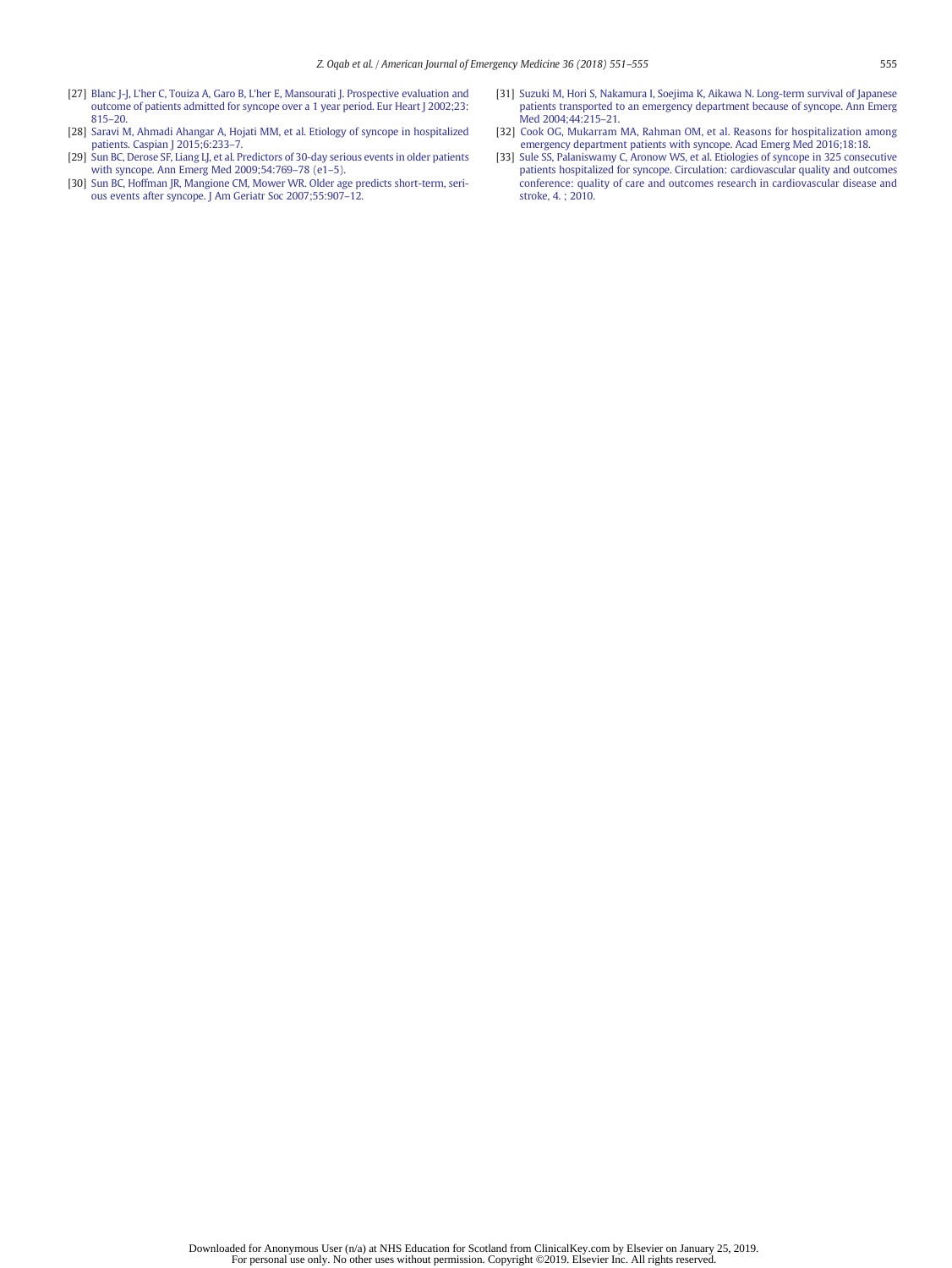[27] Blanc J-J, L'her C, Touiza A, Garo B, L'her E, Mansourati J. Prospective evaluation and outcome of patients admitted for syncope over a 1 year period. Eur Heart J 2002;23: 815–20.

[28] Saravi M, Ahmadi Ahangar A, Hojati MM, et al. Etiology of syncope in hospitalized patients. Caspian J 2015;6:233–7.

[29] Sun BC, Derose SF, Liang LJ, et al. Predictors of 30-day serious events in older patients with syncope. Ann Emerg Med 2009;54:769–78 (e1–5).

[30] Sun BC, Hoffman JR, Mangione CM, Mower WR. Older age predicts short-term, serious events after syncope. J Am Geriatr Soc 2007;55:907–12.

[31] Suzuki M, Hori S, Nakamura I, Soejima K, Aikawa N. Long-term survival of Japanese patients transported to an emergency department because of syncope. Ann Emerg Med 2004;44:215–21.

[32] Cook OG, Mukarram MA, Rahman OM, et al. Reasons for hospitalization among emergency department patients with syncope. Acad Emerg Med 2016;18:18.

[33] Sule SS, Palaniswamy C, Aronow WS, et al. Etiologies of syncope in 325 consecutive patients hospitalized for syncope. Circulation: cardiovascular quality and outcomes conference: quality of care and outcomes research in cardiovascular disease and stroke, 4. ; 2010.